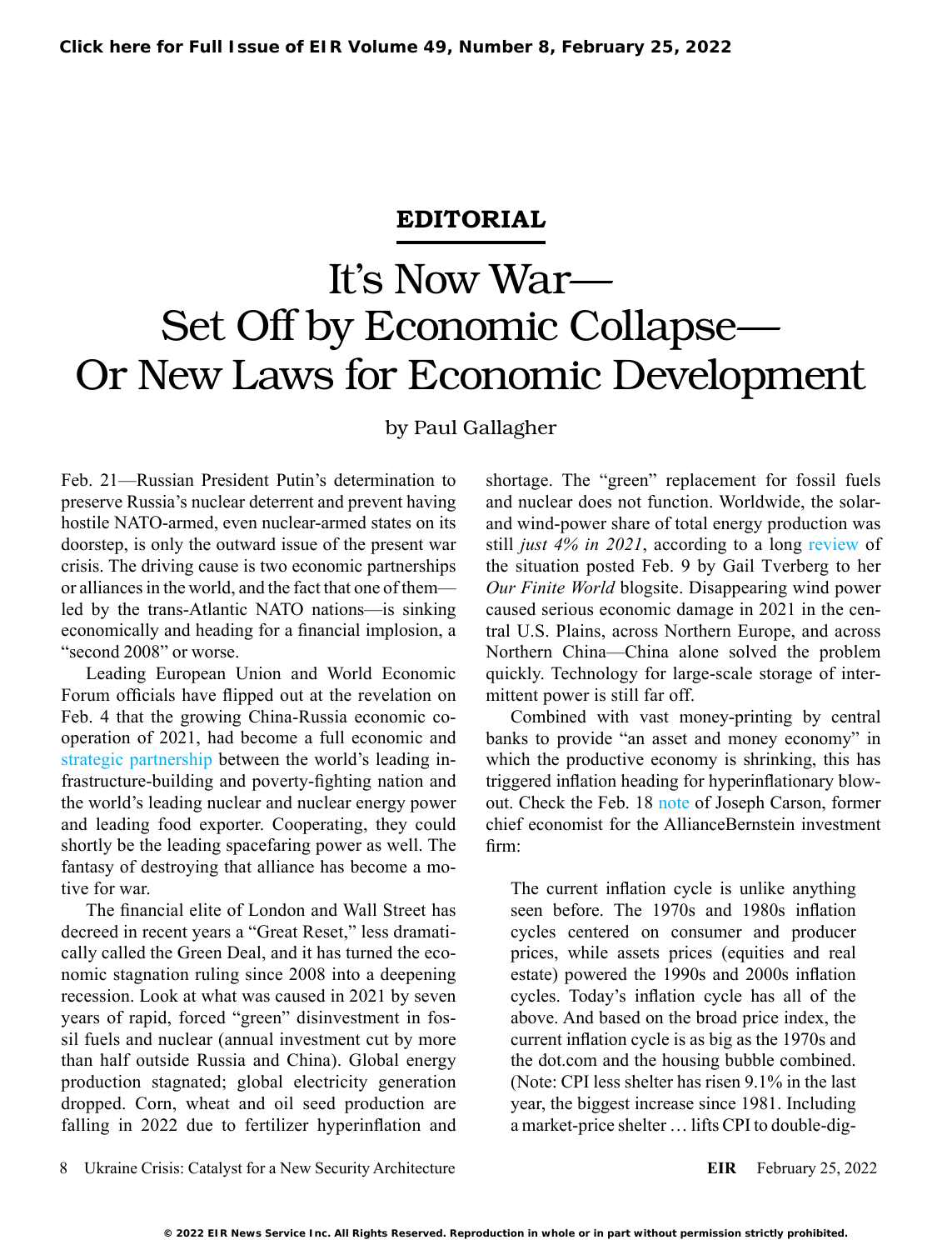Click here for Full Issue of EIR Volume 49, Number 8, February 25, 2022

**EDITORIAL**

# It's Now War— Set Off by Economic Collapse— Or New Laws for Economic Development

by Paul Gallagher

Feb. 21—Russian President Putin's determination to preserve Russia's nuclear deterrent and prevent having hostile NATO-armed, even nuclear-armed states on its doorstep, is only the outward issue of the present war crisis. The driving cause is two economic partnerships or alliances in the world, and the fact that one of them—led by the trans-Atlantic NATO nations—is sinking economically and heading for a financial implosion, a "second 2008" or worse.

Leading European Union and World Economic Forum officials have flipped out at the revelation on Feb. 4 that the growing China-Russia economic cooperation of 2021, had become a full economic and strategic partnership between the world's leading infrastructure-building and poverty-fighting nation and the world's leading nuclear and nuclear energy power and leading food exporter. Cooperating, they could shortly be the leading spacefaring power as well. The fantasy of destroying that alliance has become a motive for war.

The financial elite of London and Wall Street has decreed in recent years a "Great Reset," less dramatically called the Green Deal, and it has turned the economic stagnation ruling since 2008 into a deepening recession. Look at what was caused in 2021 by seven years of rapid, forced "green" disinvestment in fossil fuels and nuclear (annual investment cut by more than half outside Russia and China). Global energy production stagnated; global electricity generation dropped. Corn, wheat and oil seed production are falling in 2022 due to fertilizer hyperinflation and shortage. The "green" replacement for fossil fuels and nuclear does not function. Worldwide, the solar- and wind-power share of total energy production was still *just 4% in 2021*, according to a long review of the situation posted Feb. 9 by Gail Tverberg to her *Our Finite World* blogsite. Disappearing wind power caused serious economic damage in 2021 in the central U.S. Plains, across Northern Europe, and across Northern China—China alone solved the problem quickly. Technology for large-scale storage of intermittent power is still far off.

Combined with vast money-printing by central banks to provide "an asset and money economy" in which the productive economy is shrinking, this has triggered inflation heading for hyperinflationary blowout. Check the Feb. 18 note of Joseph Carson, former chief economist for the AllianceBernstein investment firm:

> The current inflation cycle is unlike anything seen before. The 1970s and 1980s inflation cycles centered on consumer and producer prices, while assets prices (equities and real estate) powered the 1990s and 2000s inflation cycles. Today's inflation cycle has all of the above. And based on the broad price index, the current inflation cycle is as big as the 1970s and the dot.com and the housing bubble combined. (Note: CPI less shelter has risen 9.1% in the last year, the biggest increase since 1981. Including a market-price shelter … lifts CPI to double-dig-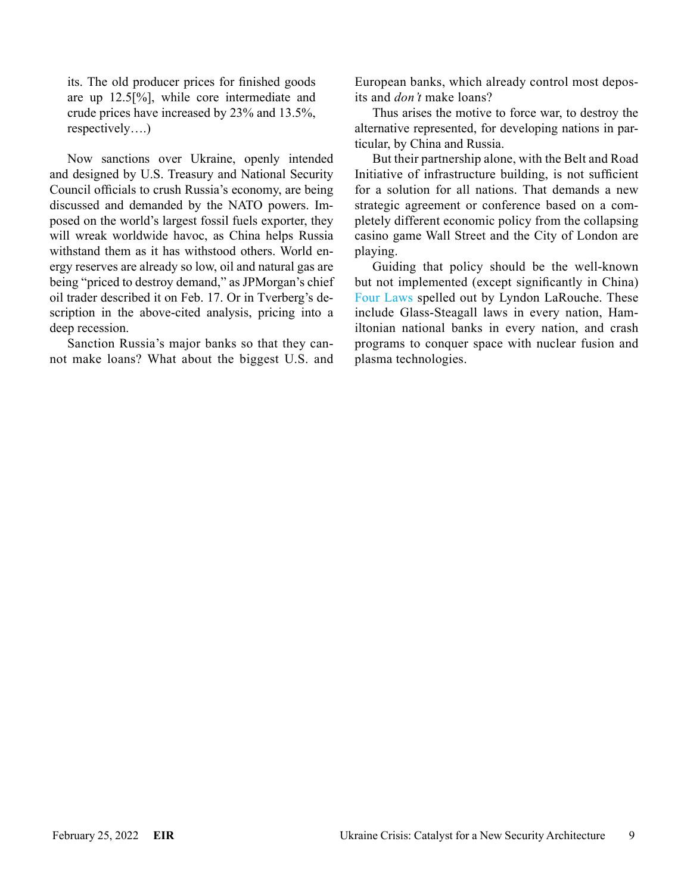its. The old producer prices for finished goods are up 12.5[%], while core intermediate and crude prices have increased by 23% and 13.5%, respectively….)

Now sanctions over Ukraine, openly intended and designed by U.S. Treasury and National Security Council officials to crush Russia's economy, are being discussed and demanded by the NATO powers. Imposed on the world's largest fossil fuels exporter, they will wreak worldwide havoc, as China helps Russia withstand them as it has withstood others. World energy reserves are already so low, oil and natural gas are being "priced to destroy demand," as JPMorgan's chief oil trader described it on Feb. 17. Or in Tverberg's description in the above-cited analysis, pricing into a deep recession.

Sanction Russia's major banks so that they cannot make loans? What about the biggest U.S. and European banks, which already control most deposits and *don't* make loans?

Thus arises the motive to force war, to destroy the alternative represented, for developing nations in particular, by China and Russia.

But their partnership alone, with the Belt and Road Initiative of infrastructure building, is not sufficient for a solution for all nations. That demands a new strategic agreement or conference based on a completely different economic policy from the collapsing casino game Wall Street and the City of London are playing.

Guiding that policy should be the well-known but not implemented (except significantly in China) Four Laws spelled out by Lyndon LaRouche. These include Glass-Steagall laws in every nation, Hamiltonian national banks in every nation, and crash programs to conquer space with nuclear fusion and plasma technologies.